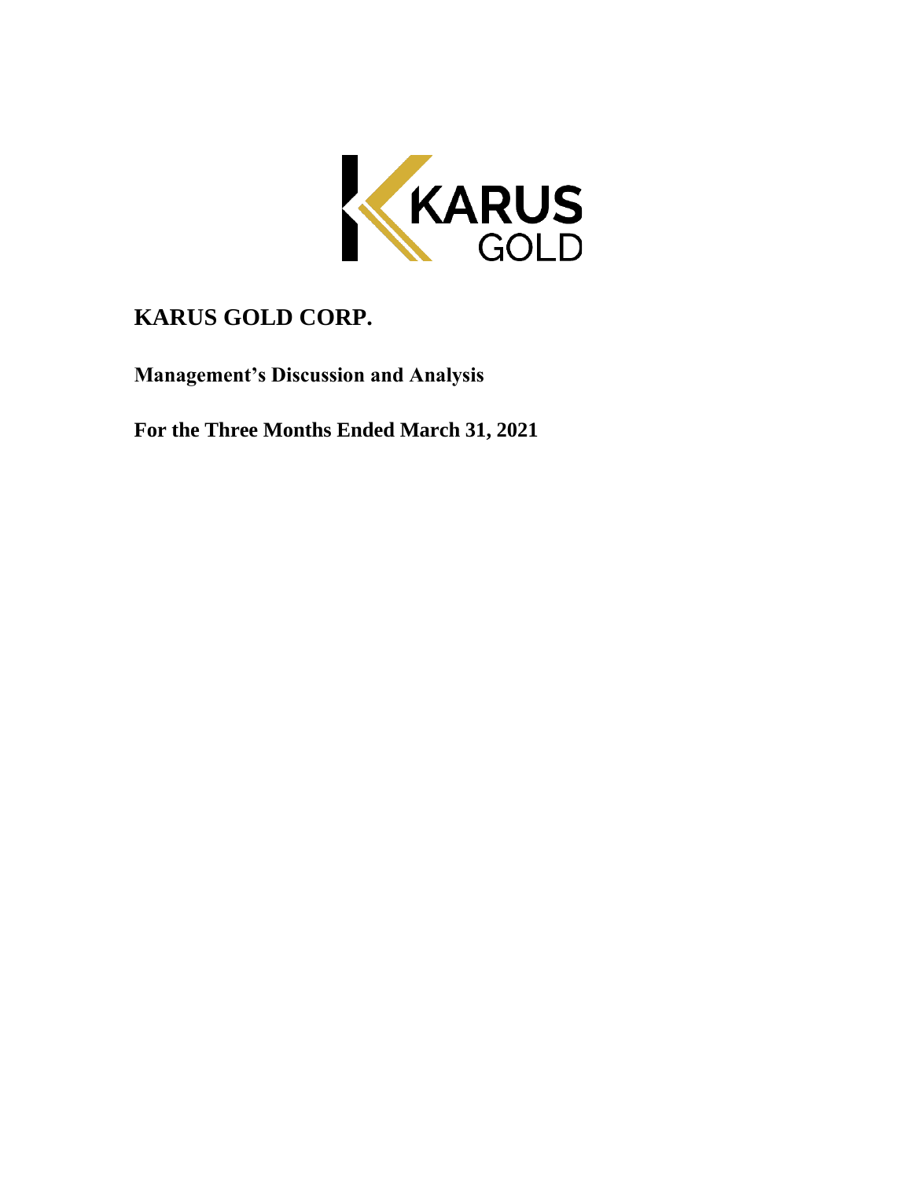KARUS GOLD

# KARUS GOLD CORP.

## Management's Discussion and Analysis

## For the Three Months Ended March 31, 2021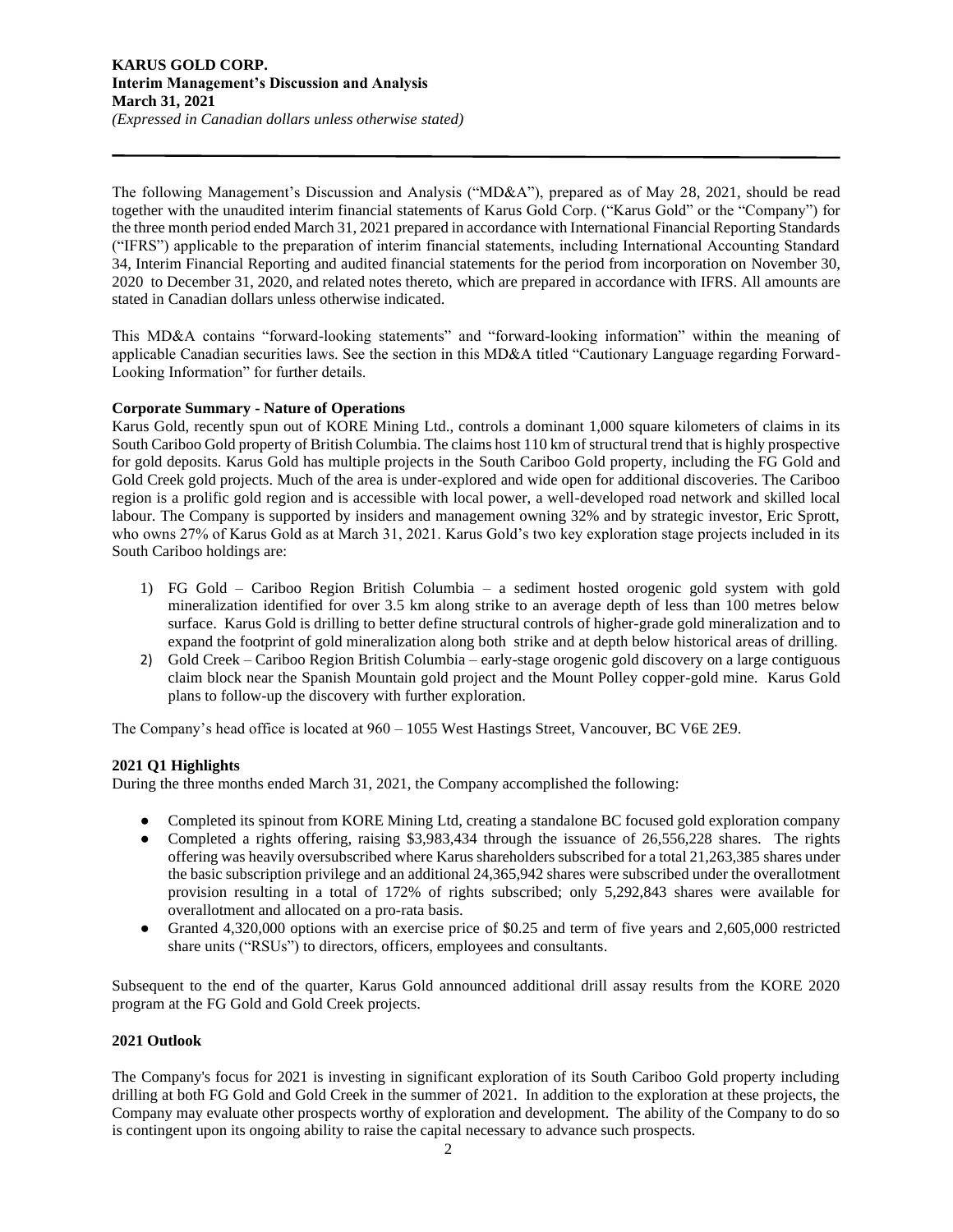The following Management's Discussion and Analysis ("MD&A"), prepared as of May 28, 2021, should be read together with the unaudited interim financial statements of Karus Gold Corp. ("Karus Gold" or the "Company") for the three month period ended March 31, 2021 prepared in accordance with International Financial Reporting Standards ("IFRS") applicable to the preparation of interim financial statements, including International Accounting Standard 34, Interim Financial Reporting and audited financial statements for the period from incorporation on November 30, 2020 to December 31, 2020, and related notes thereto, which are prepared in accordance with IFRS. All amounts are stated in Canadian dollars unless otherwise indicated.

This MD&A contains "forward-looking statements" and "forward-looking information" within the meaning of applicable Canadian securities laws. See the section in this MD&A titled "Cautionary Language regarding Forward-Looking Information" for further details.

**Corporate Summary - Nature of Operations**

Karus Gold, recently spun out of KORE Mining Ltd., controls a dominant 1,000 square kilometers of claims in its South Cariboo Gold property of British Columbia. The claims host 110 km of structural trend that is highly prospective for gold deposits. Karus Gold has multiple projects in the South Cariboo Gold property, including the FG Gold and Gold Creek gold projects. Much of the area is under-explored and wide open for additional discoveries. The Cariboo region is a prolific gold region and is accessible with local power, a well-developed road network and skilled local labour. The Company is supported by insiders and management owning 32% and by strategic investor, Eric Sprott, who owns 27% of Karus Gold as at March 31, 2021. Karus Gold's two key exploration stage projects included in its South Cariboo holdings are:

1) FG Gold – Cariboo Region British Columbia – a sediment hosted orogenic gold system with gold mineralization identified for over 3.5 km along strike to an average depth of less than 100 metres below surface. Karus Gold is drilling to better define structural controls of higher-grade gold mineralization and to expand the footprint of gold mineralization along both strike and at depth below historical areas of drilling.
2) Gold Creek – Cariboo Region British Columbia – early-stage orogenic gold discovery on a large contiguous claim block near the Spanish Mountain gold project and the Mount Polley copper-gold mine. Karus Gold plans to follow-up the discovery with further exploration.

The Company's head office is located at 960 – 1055 West Hastings Street, Vancouver, BC V6E 2E9.

**2021 Q1 Highlights**

During the three months ended March 31, 2021, the Company accomplished the following:

- Completed its spinout from KORE Mining Ltd, creating a standalone BC focused gold exploration company
- Completed a rights offering, raising $3,983,434 through the issuance of 26,556,228 shares. The rights offering was heavily oversubscribed where Karus shareholders subscribed for a total 21,263,385 shares under the basic subscription privilege and an additional 24,365,942 shares were subscribed under the overallotment provision resulting in a total of 172% of rights subscribed; only 5,292,843 shares were available for overallotment and allocated on a pro-rata basis.
- Granted 4,320,000 options with an exercise price of $0.25 and term of five years and 2,605,000 restricted share units ("RSUs") to directors, officers, employees and consultants.

Subsequent to the end of the quarter, Karus Gold announced additional drill assay results from the KORE 2020 program at the FG Gold and Gold Creek projects.

**2021 Outlook**

The Company's focus for 2021 is investing in significant exploration of its South Cariboo Gold property including drilling at both FG Gold and Gold Creek in the summer of 2021. In addition to the exploration at these projects, the Company may evaluate other prospects worthy of exploration and development. The ability of the Company to do so is contingent upon its ongoing ability to raise the capital necessary to advance such prospects.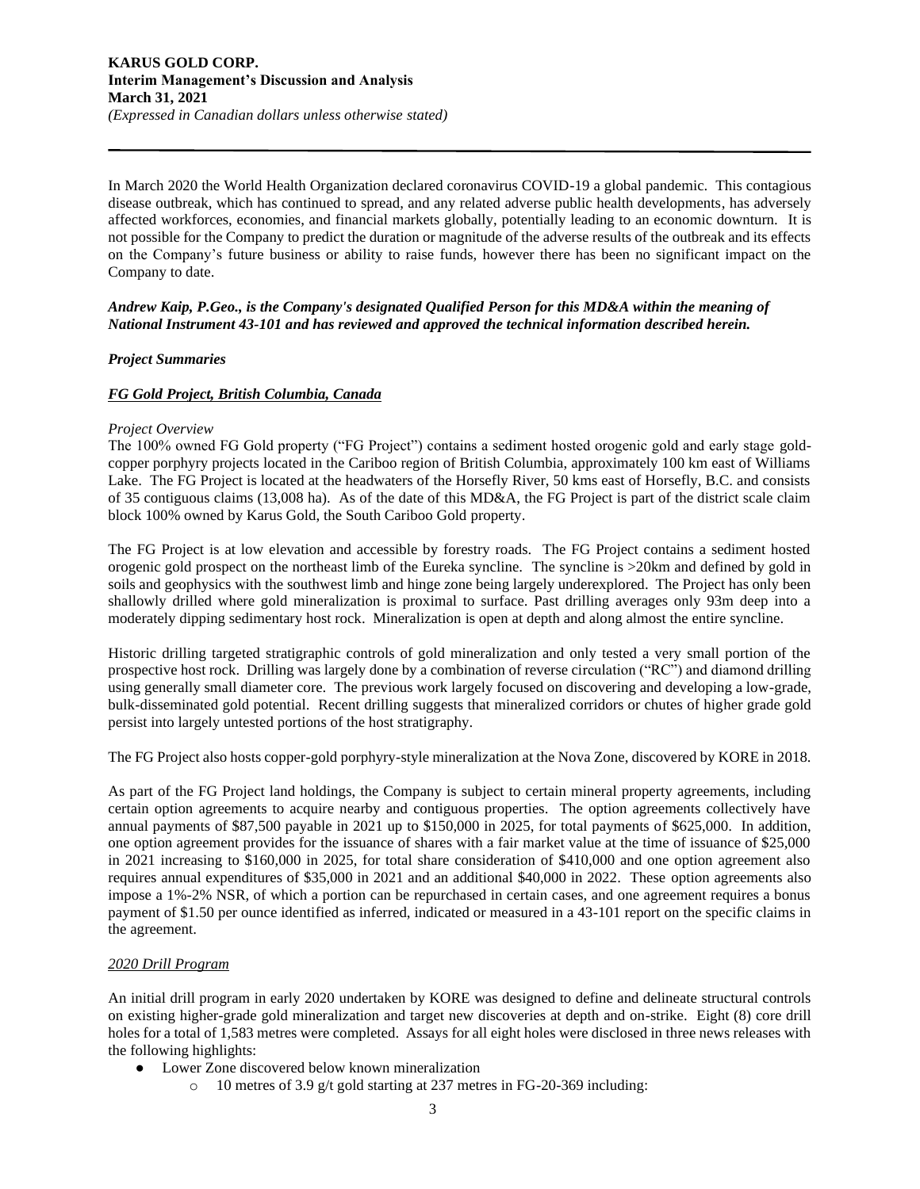In March 2020 the World Health Organization declared coronavirus COVID-19 a global pandemic. This contagious disease outbreak, which has continued to spread, and any related adverse public health developments, has adversely affected workforces, economies, and financial markets globally, potentially leading to an economic downturn. It is not possible for the Company to predict the duration or magnitude of the adverse results of the outbreak and its effects on the Company's future business or ability to raise funds, however there has been no significant impact on the Company to date.

***Andrew Kaip, P.Geo., is the Company's designated Qualified Person for this MD&A within the meaning of National Instrument 43-101 and has reviewed and approved the technical information described herein.***

***Project Summaries***

***FG Gold Project, British Columbia, Canada***

*Project Overview*

The 100% owned FG Gold property ("FG Project") contains a sediment hosted orogenic gold and early stage gold-copper porphyry projects located in the Cariboo region of British Columbia, approximately 100 km east of Williams Lake. The FG Project is located at the headwaters of the Horsefly River, 50 kms east of Horsefly, B.C. and consists of 35 contiguous claims (13,008 ha). As of the date of this MD&A, the FG Project is part of the district scale claim block 100% owned by Karus Gold, the South Cariboo Gold property.

The FG Project is at low elevation and accessible by forestry roads. The FG Project contains a sediment hosted orogenic gold prospect on the northeast limb of the Eureka syncline. The syncline is >20km and defined by gold in soils and geophysics with the southwest limb and hinge zone being largely underexplored. The Project has only been shallowly drilled where gold mineralization is proximal to surface. Past drilling averages only 93m deep into a moderately dipping sedimentary host rock. Mineralization is open at depth and along almost the entire syncline.

Historic drilling targeted stratigraphic controls of gold mineralization and only tested a very small portion of the prospective host rock. Drilling was largely done by a combination of reverse circulation ("RC") and diamond drilling using generally small diameter core. The previous work largely focused on discovering and developing a low-grade, bulk-disseminated gold potential. Recent drilling suggests that mineralized corridors or chutes of higher grade gold persist into largely untested portions of the host stratigraphy.

The FG Project also hosts copper-gold porphyry-style mineralization at the Nova Zone, discovered by KORE in 2018.

As part of the FG Project land holdings, the Company is subject to certain mineral property agreements, including certain option agreements to acquire nearby and contiguous properties. The option agreements collectively have annual payments of $87,500 payable in 2021 up to $150,000 in 2025, for total payments of $625,000. In addition, one option agreement provides for the issuance of shares with a fair market value at the time of issuance of $25,000 in 2021 increasing to $160,000 in 2025, for total share consideration of $410,000 and one option agreement also requires annual expenditures of $35,000 in 2021 and an additional $40,000 in 2022. These option agreements also impose a 1%-2% NSR, of which a portion can be repurchased in certain cases, and one agreement requires a bonus payment of $1.50 per ounce identified as inferred, indicated or measured in a 43-101 report on the specific claims in the agreement.

*2020 Drill Program*

An initial drill program in early 2020 undertaken by KORE was designed to define and delineate structural controls on existing higher-grade gold mineralization and target new discoveries at depth and on-strike. Eight (8) core drill holes for a total of 1,583 metres were completed. Assays for all eight holes were disclosed in three news releases with the following highlights:

- Lower Zone discovered below known mineralization
  - 10 metres of 3.9 g/t gold starting at 237 metres in FG-20-369 including: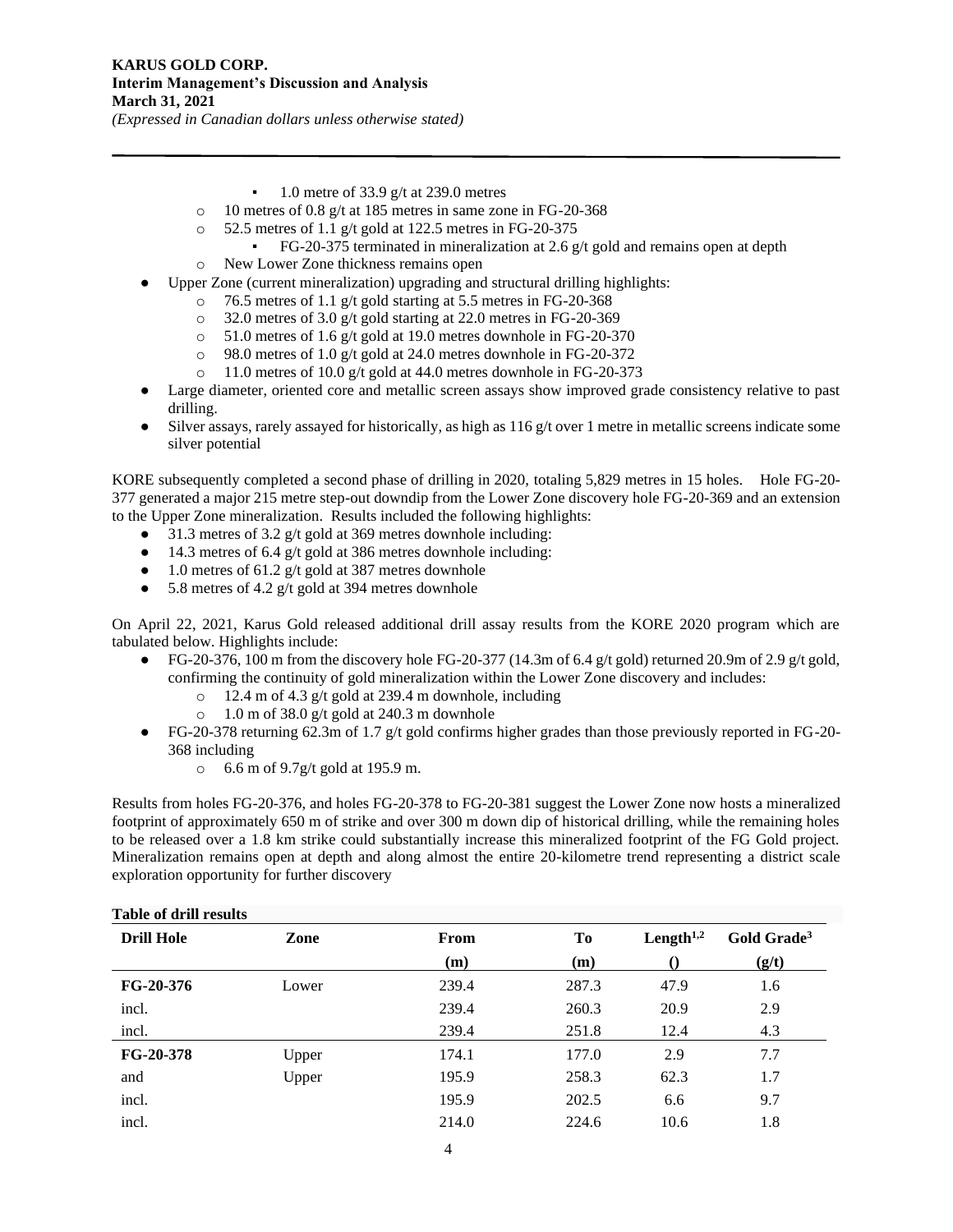- 1.0 metre of 33.9 g/t at 239.0 metres
    - 10 metres of 0.8 g/t at 185 metres in same zone in FG-20-368
    - 52.5 metres of 1.1 g/t gold at 122.5 metres in FG-20-375
        - FG-20-375 terminated in mineralization at 2.6 g/t gold and remains open at depth
    - New Lower Zone thickness remains open
- Upper Zone (current mineralization) upgrading and structural drilling highlights:
    - 76.5 metres of 1.1 g/t gold starting at 5.5 metres in FG-20-368
    - 32.0 metres of 3.0 g/t gold starting at 22.0 metres in FG-20-369
    - 51.0 metres of 1.6 g/t gold at 19.0 metres downhole in FG-20-370
    - 98.0 metres of 1.0 g/t gold at 24.0 metres downhole in FG-20-372
    - 11.0 metres of 10.0 g/t gold at 44.0 metres downhole in FG-20-373
- Large diameter, oriented core and metallic screen assays show improved grade consistency relative to past drilling.
- Silver assays, rarely assayed for historically, as high as 116 g/t over 1 metre in metallic screens indicate some silver potential

KORE subsequently completed a second phase of drilling in 2020, totaling 5,829 metres in 15 holes. Hole FG-20-377 generated a major 215 metre step-out downdip from the Lower Zone discovery hole FG-20-369 and an extension to the Upper Zone mineralization. Results included the following highlights:

- 31.3 metres of 3.2 g/t gold at 369 metres downhole including:
- 14.3 metres of 6.4 g/t gold at 386 metres downhole including:
- 1.0 metres of 61.2 g/t gold at 387 metres downhole
- 5.8 metres of 4.2 g/t gold at 394 metres downhole

On April 22, 2021, Karus Gold released additional drill assay results from the KORE 2020 program which are tabulated below. Highlights include:

- FG-20-376, 100 m from the discovery hole FG-20-377 (14.3m of 6.4 g/t gold) returned 20.9m of 2.9 g/t gold, confirming the continuity of gold mineralization within the Lower Zone discovery and includes:
    - 12.4 m of 4.3 g/t gold at 239.4 m downhole, including
    - 1.0 m of 38.0 g/t gold at 240.3 m downhole
- FG-20-378 returning 62.3m of 1.7 g/t gold confirms higher grades than those previously reported in FG-20-368 including
    - 6.6 m of 9.7g/t gold at 195.9 m.

Results from holes FG-20-376, and holes FG-20-378 to FG-20-381 suggest the Lower Zone now hosts a mineralized footprint of approximately 650 m of strike and over 300 m down dip of historical drilling, while the remaining holes to be released over a 1.8 km strike could substantially increase this mineralized footprint of the FG Gold project. Mineralization remains open at depth and along almost the entire 20-kilometre trend representing a district scale exploration opportunity for further discovery

**Table of drill results**

| Drill Hole | Zone | From (m) | To (m) | Length[1,2] () | Gold Grade[3] (g/t) |
|---|---|---|---|---|---|
| **FG-20-376** | Lower | 239.4 | 287.3 | 47.9 | 1.6 |
| incl. | | 239.4 | 260.3 | 20.9 | 2.9 |
| incl. | | 239.4 | 251.8 | 12.4 | 4.3 |
| **FG-20-378** | Upper | 174.1 | 177.0 | 2.9 | 7.7 |
| and | Upper | 195.9 | 258.3 | 62.3 | 1.7 |
| incl. | | 195.9 | 202.5 | 6.6 | 9.7 |
| incl. | | 214.0 | 224.6 | 10.6 | 1.8 |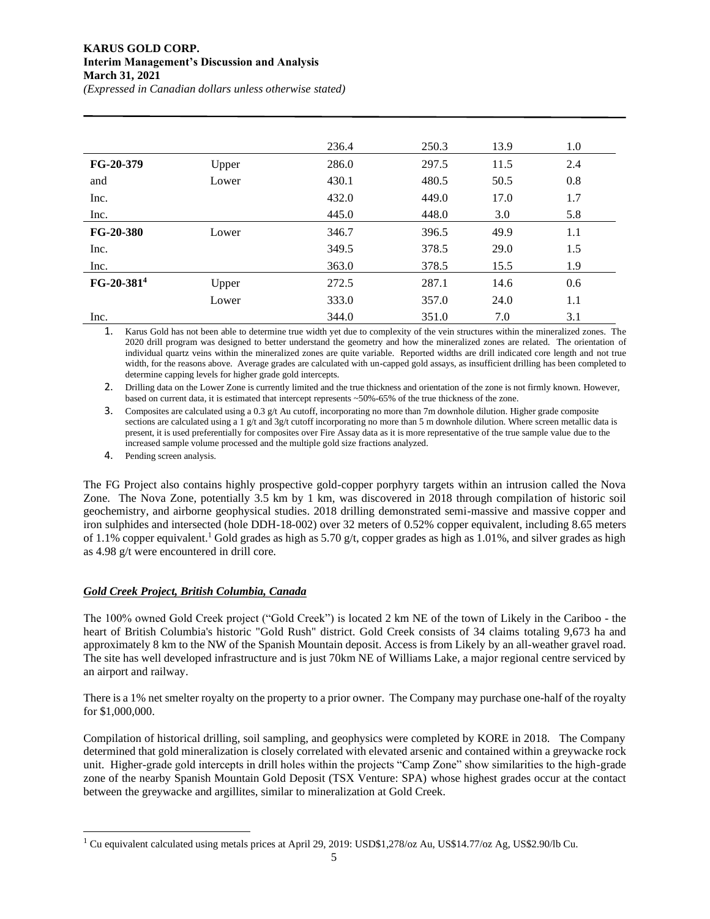| | | | | | |
|---|---|---|---|---|---|
| | | 236.4 | 250.3 | 13.9 | 1.0 |
| **FG-20-379** | Upper | 286.0 | 297.5 | 11.5 | 2.4 |
| and | Lower | 430.1 | 480.5 | 50.5 | 0.8 |
| Inc. | | 432.0 | 449.0 | 17.0 | 1.7 |
| Inc. | | 445.0 | 448.0 | 3.0 | 5.8 |
| **FG-20-380** | Lower | 346.7 | 396.5 | 49.9 | 1.1 |
| Inc. | | 349.5 | 378.5 | 29.0 | 1.5 |
| Inc. | | 363.0 | 378.5 | 15.5 | 1.9 |
| **FG-20-381[4]** | Upper | 272.5 | 287.1 | 14.6 | 0.6 |
| | Lower | 333.0 | 357.0 | 24.0 | 1.1 |
| Inc. | | 344.0 | 351.0 | 7.0 | 3.1 |

1. Karus Gold has not been able to determine true width yet due to complexity of the vein structures within the mineralized zones. The 2020 drill program was designed to better understand the geometry and how the mineralized zones are related. The orientation of individual quartz veins within the mineralized zones are quite variable. Reported widths are drill indicated core length and not true width, for the reasons above. Average grades are calculated with un-capped gold assays, as insufficient drilling has been completed to determine capping levels for higher grade gold intercepts.
2. Drilling data on the Lower Zone is currently limited and the true thickness and orientation of the zone is not firmly known. However, based on current data, it is estimated that intercept represents ~50%-65% of the true thickness of the zone.
3. Composites are calculated using a 0.3 g/t Au cutoff, incorporating no more than 7m downhole dilution. Higher grade composite sections are calculated using a 1 g/t and 3g/t cutoff incorporating no more than 5 m downhole dilution. Where screen metallic data is present, it is used preferentially for composites over Fire Assay data as it is more representative of the true sample value due to the increased sample volume processed and the multiple gold size fractions analyzed.
4. Pending screen analysis.

The FG Project also contains highly prospective gold-copper porphyry targets within an intrusion called the Nova Zone. The Nova Zone, potentially 3.5 km by 1 km, was discovered in 2018 through compilation of historic soil geochemistry, and airborne geophysical studies. 2018 drilling demonstrated semi-massive and massive copper and iron sulphides and intersected (hole DDH-18-002) over 32 meters of 0.52% copper equivalent, including 8.65 meters of 1.1% copper equivalent.[1] Gold grades as high as 5.70 g/t, copper grades as high as 1.01%, and silver grades as high as 4.98 g/t were encountered in drill core.

### ***Gold Creek Project, British Columbia, Canada***

The 100% owned Gold Creek project ("Gold Creek") is located 2 km NE of the town of Likely in the Cariboo - the heart of British Columbia's historic "Gold Rush" district. Gold Creek consists of 34 claims totaling 9,673 ha and approximately 8 km to the NW of the Spanish Mountain deposit. Access is from Likely by an all-weather gravel road. The site has well developed infrastructure and is just 70km NE of Williams Lake, a major regional centre serviced by an airport and railway.

There is a 1% net smelter royalty on the property to a prior owner. The Company may purchase one-half of the royalty for $1,000,000.

Compilation of historical drilling, soil sampling, and geophysics were completed by KORE in 2018. The Company determined that gold mineralization is closely correlated with elevated arsenic and contained within a greywacke rock unit. Higher-grade gold intercepts in drill holes within the projects "Camp Zone" show similarities to the high-grade zone of the nearby Spanish Mountain Gold Deposit (TSX Venture: SPA) whose highest grades occur at the contact between the greywacke and argillites, similar to mineralization at Gold Creek.

[1] Cu equivalent calculated using metals prices at April 29, 2019: USD$1,278/oz Au, US$14.77/oz Ag, US$2.90/lb Cu.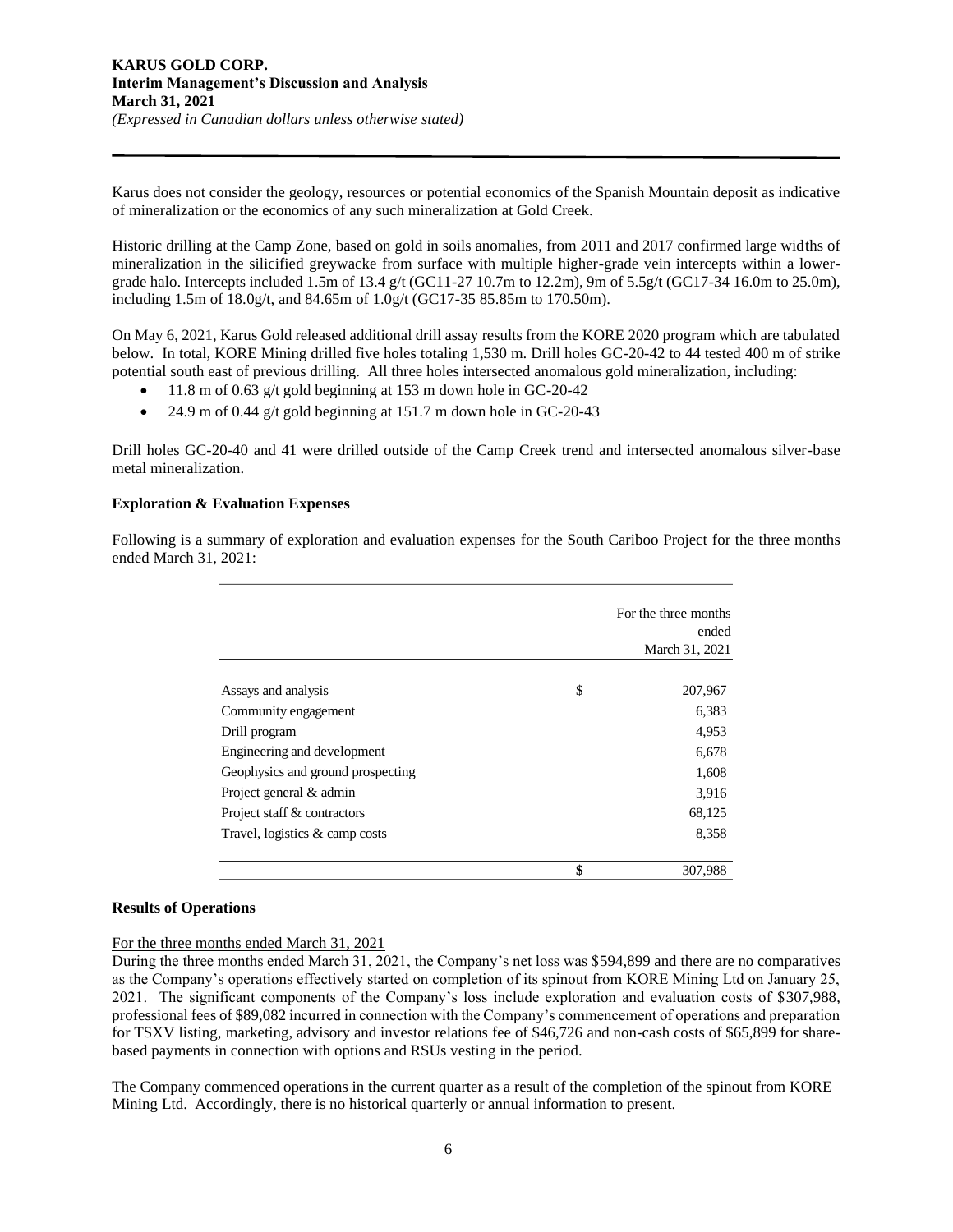Karus does not consider the geology, resources or potential economics of the Spanish Mountain deposit as indicative of mineralization or the economics of any such mineralization at Gold Creek.

Historic drilling at the Camp Zone, based on gold in soils anomalies, from 2011 and 2017 confirmed large widths of mineralization in the silicified greywacke from surface with multiple higher-grade vein intercepts within a lower-grade halo. Intercepts included 1.5m of 13.4 g/t (GC11-27 10.7m to 12.2m), 9m of 5.5g/t (GC17-34 16.0m to 25.0m), including 1.5m of 18.0g/t, and 84.65m of 1.0g/t (GC17-35 85.85m to 170.50m).

On May 6, 2021, Karus Gold released additional drill assay results from the KORE 2020 program which are tabulated below. In total, KORE Mining drilled five holes totaling 1,530 m. Drill holes GC-20-42 to 44 tested 400 m of strike potential south east of previous drilling. All three holes intersected anomalous gold mineralization, including:

- 11.8 m of 0.63 g/t gold beginning at 153 m down hole in GC-20-42
- 24.9 m of 0.44 g/t gold beginning at 151.7 m down hole in GC-20-43

Drill holes GC-20-40 and 41 were drilled outside of the Camp Creek trend and intersected anomalous silver-base metal mineralization.

### Exploration & Evaluation Expenses

Following is a summary of exploration and evaluation expenses for the South Cariboo Project for the three months ended March 31, 2021:

| | For the three months ended March 31, 2021 |
|---|---|
| Assays and analysis | $ 207,967 |
| Community engagement | 6,383 |
| Drill program | 4,953 |
| Engineering and development | 6,678 |
| Geophysics and ground prospecting | 1,608 |
| Project general & admin | 3,916 |
| Project staff & contractors | 68,125 |
| Travel, logistics & camp costs | 8,358 |
| | **$** 307,988 |

### Results of Operations

For the three months ended March 31, 2021

During the three months ended March 31, 2021, the Company's net loss was $594,899 and there are no comparatives as the Company's operations effectively started on completion of its spinout from KORE Mining Ltd on January 25, 2021. The significant components of the Company's loss include exploration and evaluation costs of $307,988, professional fees of $89,082 incurred in connection with the Company's commencement of operations and preparation for TSXV listing, marketing, advisory and investor relations fee of $46,726 and non-cash costs of $65,899 for share-based payments in connection with options and RSUs vesting in the period.

The Company commenced operations in the current quarter as a result of the completion of the spinout from KORE Mining Ltd. Accordingly, there is no historical quarterly or annual information to present.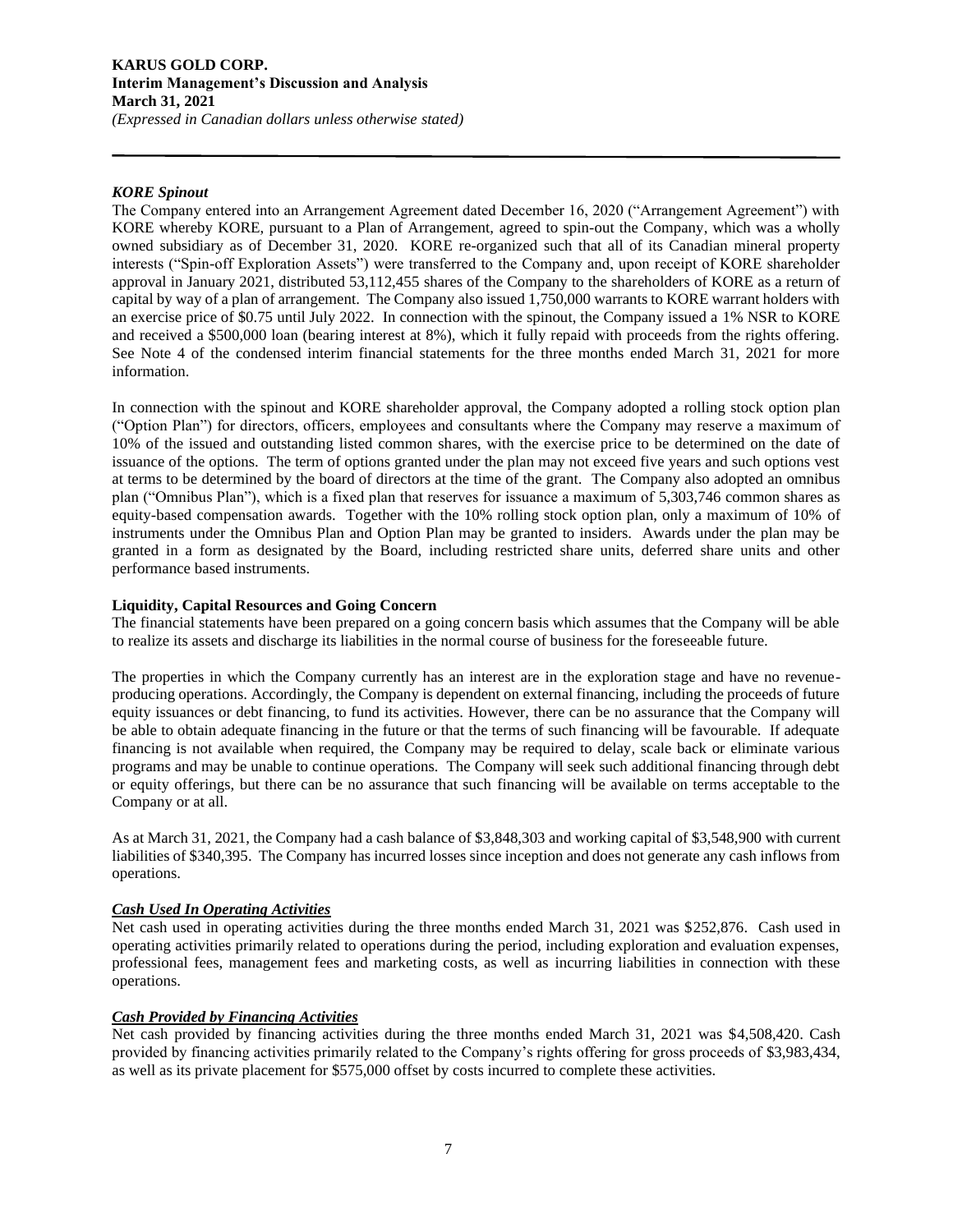***KORE Spinout***

The Company entered into an Arrangement Agreement dated December 16, 2020 ("Arrangement Agreement") with KORE whereby KORE, pursuant to a Plan of Arrangement, agreed to spin-out the Company, which was a wholly owned subsidiary as of December 31, 2020. KORE re-organized such that all of its Canadian mineral property interests ("Spin-off Exploration Assets") were transferred to the Company and, upon receipt of KORE shareholder approval in January 2021, distributed 53,112,455 shares of the Company to the shareholders of KORE as a return of capital by way of a plan of arrangement. The Company also issued 1,750,000 warrants to KORE warrant holders with an exercise price of $0.75 until July 2022. In connection with the spinout, the Company issued a 1% NSR to KORE and received a $500,000 loan (bearing interest at 8%), which it fully repaid with proceeds from the rights offering. See Note 4 of the condensed interim financial statements for the three months ended March 31, 2021 for more information.

In connection with the spinout and KORE shareholder approval, the Company adopted a rolling stock option plan ("Option Plan") for directors, officers, employees and consultants where the Company may reserve a maximum of 10% of the issued and outstanding listed common shares, with the exercise price to be determined on the date of issuance of the options. The term of options granted under the plan may not exceed five years and such options vest at terms to be determined by the board of directors at the time of the grant. The Company also adopted an omnibus plan ("Omnibus Plan"), which is a fixed plan that reserves for issuance a maximum of 5,303,746 common shares as equity-based compensation awards. Together with the 10% rolling stock option plan, only a maximum of 10% of instruments under the Omnibus Plan and Option Plan may be granted to insiders. Awards under the plan may be granted in a form as designated by the Board, including restricted share units, deferred share units and other performance based instruments.

**Liquidity, Capital Resources and Going Concern**

The financial statements have been prepared on a going concern basis which assumes that the Company will be able to realize its assets and discharge its liabilities in the normal course of business for the foreseeable future.

The properties in which the Company currently has an interest are in the exploration stage and have no revenue-producing operations. Accordingly, the Company is dependent on external financing, including the proceeds of future equity issuances or debt financing, to fund its activities. However, there can be no assurance that the Company will be able to obtain adequate financing in the future or that the terms of such financing will be favourable. If adequate financing is not available when required, the Company may be required to delay, scale back or eliminate various programs and may be unable to continue operations. The Company will seek such additional financing through debt or equity offerings, but there can be no assurance that such financing will be available on terms acceptable to the Company or at all.

As at March 31, 2021, the Company had a cash balance of $3,848,303 and working capital of $3,548,900 with current liabilities of $340,395. The Company has incurred losses since inception and does not generate any cash inflows from operations.

***Cash Used In Operating Activities***

Net cash used in operating activities during the three months ended March 31, 2021 was $252,876. Cash used in operating activities primarily related to operations during the period, including exploration and evaluation expenses, professional fees, management fees and marketing costs, as well as incurring liabilities in connection with these operations.

***Cash Provided by Financing Activities***

Net cash provided by financing activities during the three months ended March 31, 2021 was $4,508,420. Cash provided by financing activities primarily related to the Company's rights offering for gross proceeds of $3,983,434, as well as its private placement for $575,000 offset by costs incurred to complete these activities.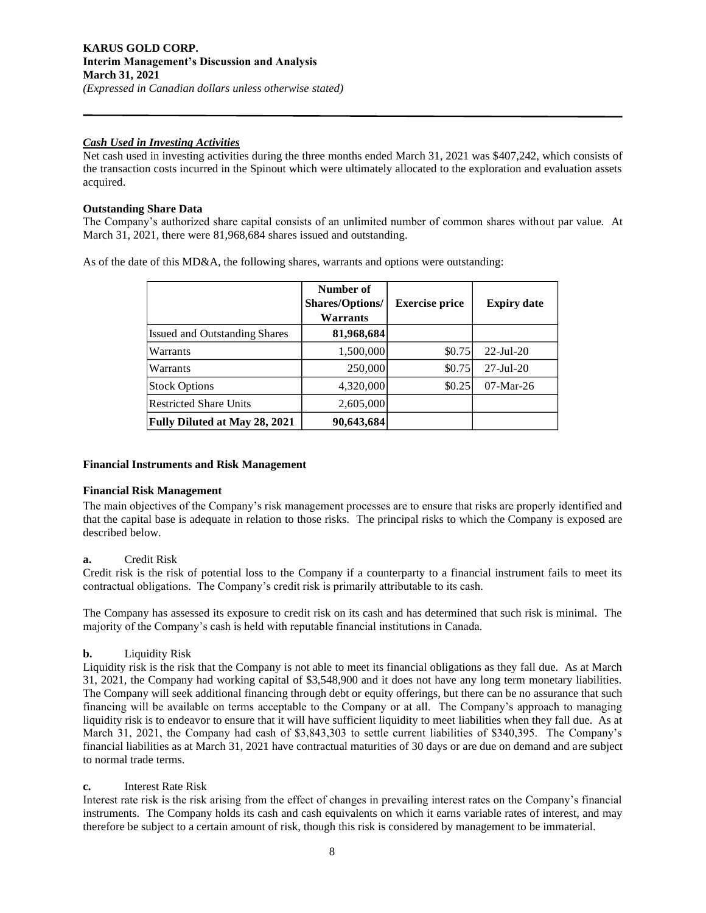### *Cash Used in Investing Activities*

Net cash used in investing activities during the three months ended March 31, 2021 was $407,242, which consists of the transaction costs incurred in the Spinout which were ultimately allocated to the exploration and evaluation assets acquired.

### Outstanding Share Data

The Company's authorized share capital consists of an unlimited number of common shares without par value. At March 31, 2021, there were 81,968,684 shares issued and outstanding.

As of the date of this MD&A, the following shares, warrants and options were outstanding:

| | Number of Shares/Options/ Warrants | Exercise price | Expiry date |
|---|---|---|---|
| Issued and Outstanding Shares | **81,968,684** | | |
| Warrants | 1,500,000 | $0.75 | 22-Jul-20 |
| Warrants | 250,000 | $0.75 | 27-Jul-20 |
| Stock Options | 4,320,000 | $0.25 | 07-Mar-26 |
| Restricted Share Units | 2,605,000 | | |
| **Fully Diluted at May 28, 2021** | **90,643,684** | | |

## Financial Instruments and Risk Management

### Financial Risk Management

The main objectives of the Company's risk management processes are to ensure that risks are properly identified and that the capital base is adequate in relation to those risks. The principal risks to which the Company is exposed are described below.

**a.** Credit Risk

Credit risk is the risk of potential loss to the Company if a counterparty to a financial instrument fails to meet its contractual obligations. The Company's credit risk is primarily attributable to its cash.

The Company has assessed its exposure to credit risk on its cash and has determined that such risk is minimal. The majority of the Company's cash is held with reputable financial institutions in Canada.

**b.** Liquidity Risk

Liquidity risk is the risk that the Company is not able to meet its financial obligations as they fall due. As at March 31, 2021, the Company had working capital of $3,548,900 and it does not have any long term monetary liabilities. The Company will seek additional financing through debt or equity offerings, but there can be no assurance that such financing will be available on terms acceptable to the Company or at all. The Company's approach to managing liquidity risk is to endeavor to ensure that it will have sufficient liquidity to meet liabilities when they fall due. As at March 31, 2021, the Company had cash of $3,843,303 to settle current liabilities of $340,395. The Company's financial liabilities as at March 31, 2021 have contractual maturities of 30 days or are due on demand and are subject to normal trade terms.

**c.** Interest Rate Risk

Interest rate risk is the risk arising from the effect of changes in prevailing interest rates on the Company's financial instruments. The Company holds its cash and cash equivalents on which it earns variable rates of interest, and may therefore be subject to a certain amount of risk, though this risk is considered by management to be immaterial.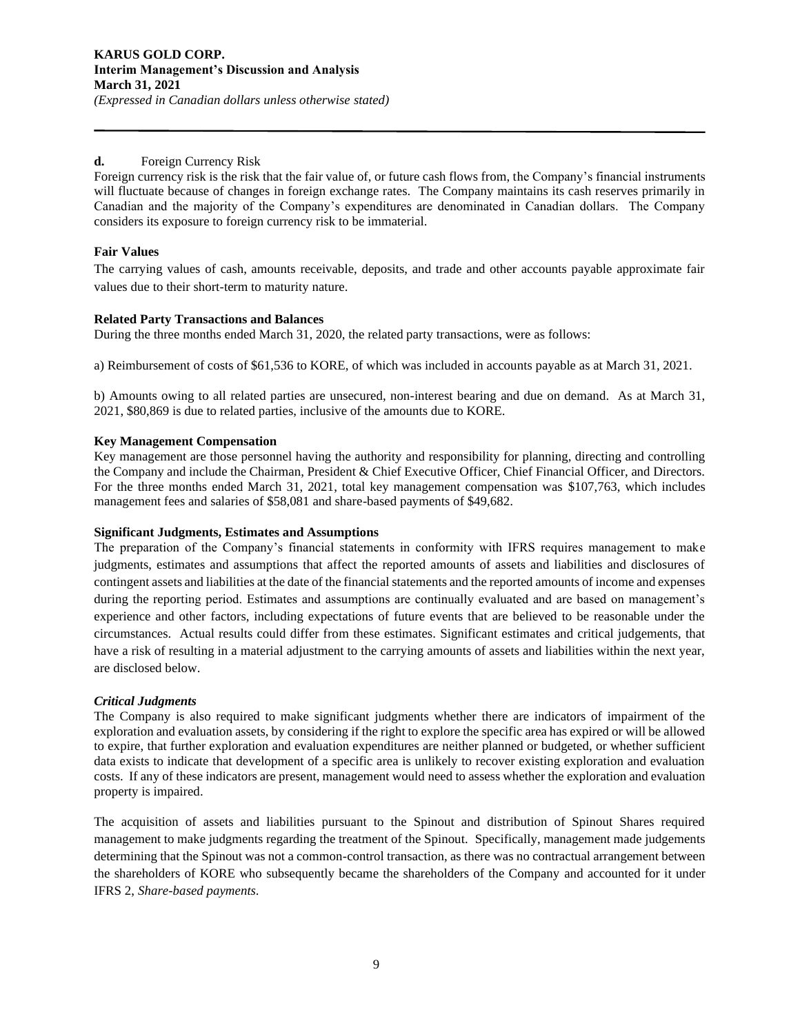**d.** Foreign Currency Risk

Foreign currency risk is the risk that the fair value of, or future cash flows from, the Company's financial instruments will fluctuate because of changes in foreign exchange rates. The Company maintains its cash reserves primarily in Canadian and the majority of the Company's expenditures are denominated in Canadian dollars. The Company considers its exposure to foreign currency risk to be immaterial.

**Fair Values**

The carrying values of cash, amounts receivable, deposits, and trade and other accounts payable approximate fair values due to their short-term to maturity nature.

**Related Party Transactions and Balances**

During the three months ended March 31, 2020, the related party transactions, were as follows:

a) Reimbursement of costs of $61,536 to KORE, of which was included in accounts payable as at March 31, 2021.

b) Amounts owing to all related parties are unsecured, non-interest bearing and due on demand. As at March 31, 2021, $80,869 is due to related parties, inclusive of the amounts due to KORE.

**Key Management Compensation**

Key management are those personnel having the authority and responsibility for planning, directing and controlling the Company and include the Chairman, President & Chief Executive Officer, Chief Financial Officer, and Directors. For the three months ended March 31, 2021, total key management compensation was $107,763, which includes management fees and salaries of $58,081 and share-based payments of $49,682.

**Significant Judgments, Estimates and Assumptions**

The preparation of the Company's financial statements in conformity with IFRS requires management to make judgments, estimates and assumptions that affect the reported amounts of assets and liabilities and disclosures of contingent assets and liabilities at the date of the financial statements and the reported amounts of income and expenses during the reporting period. Estimates and assumptions are continually evaluated and are based on management's experience and other factors, including expectations of future events that are believed to be reasonable under the circumstances. Actual results could differ from these estimates. Significant estimates and critical judgements, that have a risk of resulting in a material adjustment to the carrying amounts of assets and liabilities within the next year, are disclosed below.

***Critical Judgments***

The Company is also required to make significant judgments whether there are indicators of impairment of the exploration and evaluation assets, by considering if the right to explore the specific area has expired or will be allowed to expire, that further exploration and evaluation expenditures are neither planned or budgeted, or whether sufficient data exists to indicate that development of a specific area is unlikely to recover existing exploration and evaluation costs. If any of these indicators are present, management would need to assess whether the exploration and evaluation property is impaired.

The acquisition of assets and liabilities pursuant to the Spinout and distribution of Spinout Shares required management to make judgments regarding the treatment of the Spinout. Specifically, management made judgements determining that the Spinout was not a common-control transaction, as there was no contractual arrangement between the shareholders of KORE who subsequently became the shareholders of the Company and accounted for it under IFRS 2, *Share-based payments*.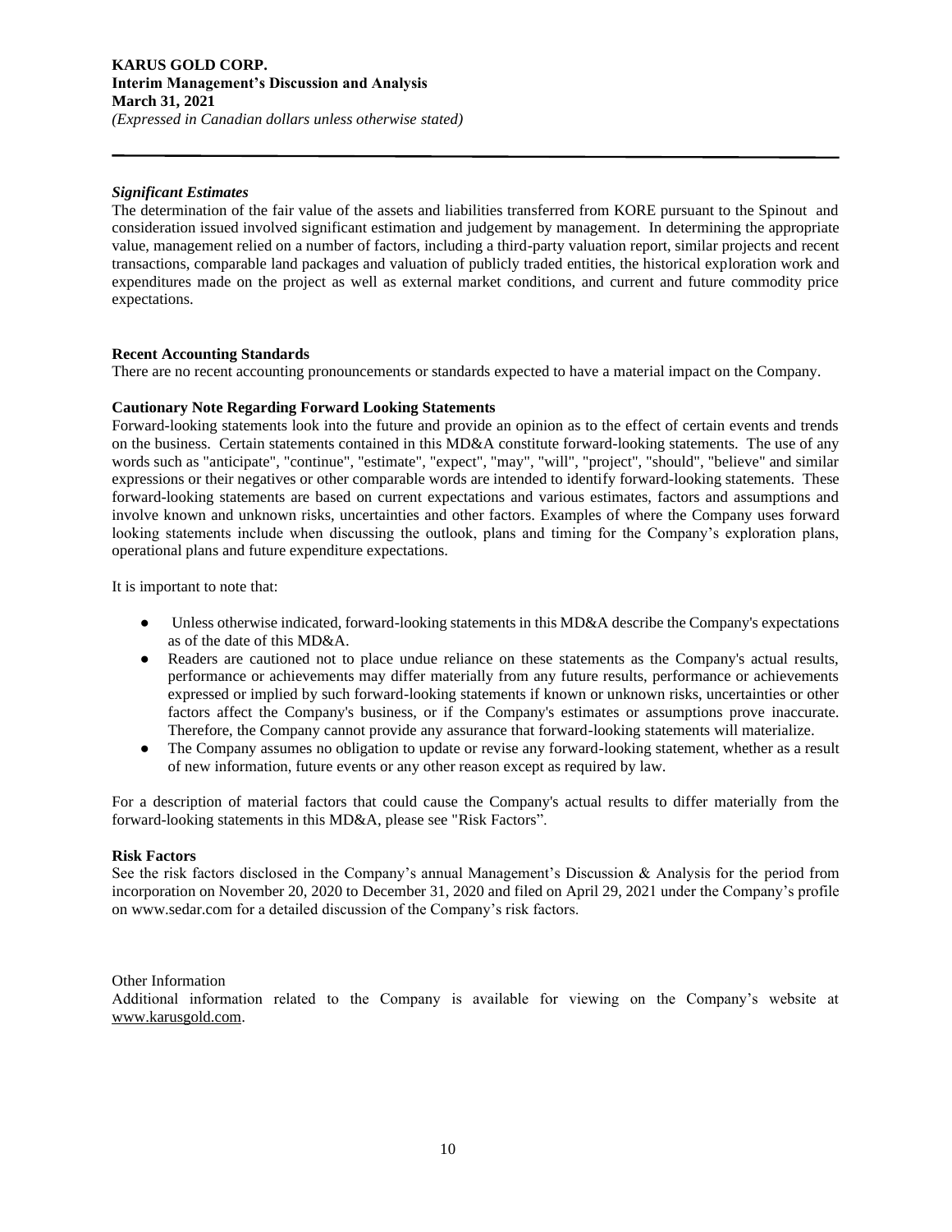### *Significant Estimates*

The determination of the fair value of the assets and liabilities transferred from KORE pursuant to the Spinout and consideration issued involved significant estimation and judgement by management. In determining the appropriate value, management relied on a number of factors, including a third-party valuation report, similar projects and recent transactions, comparable land packages and valuation of publicly traded entities, the historical exploration work and expenditures made on the project as well as external market conditions, and current and future commodity price expectations.

## Recent Accounting Standards

There are no recent accounting pronouncements or standards expected to have a material impact on the Company.

## Cautionary Note Regarding Forward Looking Statements

Forward-looking statements look into the future and provide an opinion as to the effect of certain events and trends on the business. Certain statements contained in this MD&A constitute forward-looking statements. The use of any words such as "anticipate", "continue", "estimate", "expect", "may", "will", "project", "should", "believe" and similar expressions or their negatives or other comparable words are intended to identify forward-looking statements. These forward-looking statements are based on current expectations and various estimates, factors and assumptions and involve known and unknown risks, uncertainties and other factors. Examples of where the Company uses forward looking statements include when discussing the outlook, plans and timing for the Company's exploration plans, operational plans and future expenditure expectations.

It is important to note that:

- Unless otherwise indicated, forward-looking statements in this MD&A describe the Company's expectations as of the date of this MD&A.
- Readers are cautioned not to place undue reliance on these statements as the Company's actual results, performance or achievements may differ materially from any future results, performance or achievements expressed or implied by such forward-looking statements if known or unknown risks, uncertainties or other factors affect the Company's business, or if the Company's estimates or assumptions prove inaccurate. Therefore, the Company cannot provide any assurance that forward-looking statements will materialize.
- The Company assumes no obligation to update or revise any forward-looking statement, whether as a result of new information, future events or any other reason except as required by law.

For a description of material factors that could cause the Company's actual results to differ materially from the forward-looking statements in this MD&A, please see "Risk Factors".

## Risk Factors

See the risk factors disclosed in the Company's annual Management's Discussion & Analysis for the period from incorporation on November 20, 2020 to December 31, 2020 and filed on April 29, 2021 under the Company's profile on www.sedar.com for a detailed discussion of the Company's risk factors.

Other Information

Additional information related to the Company is available for viewing on the Company's website at www.karusgold.com.